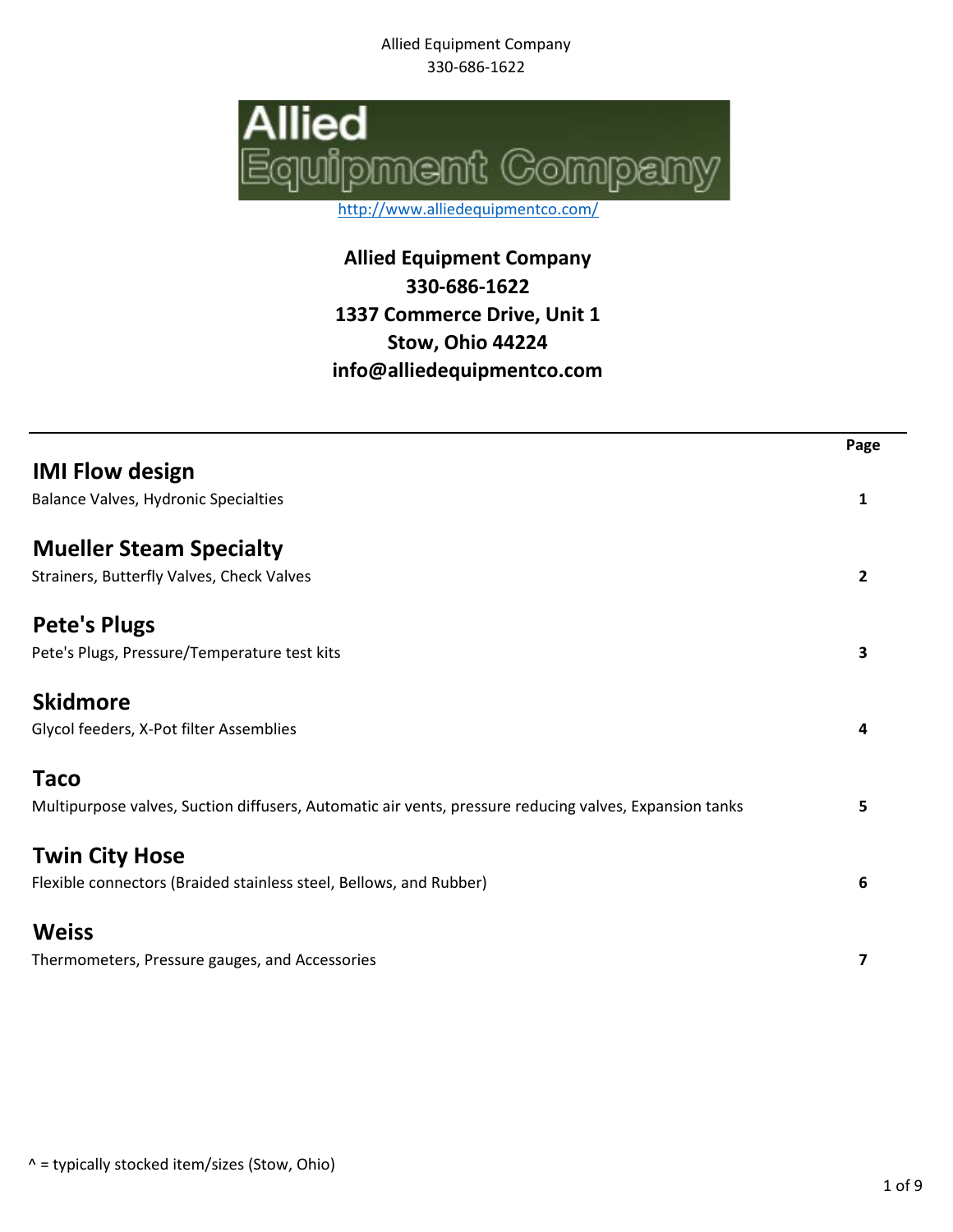Allied Equipment Company
330-686-1622

Allied Equipment Company

http://www.alliedequipmentco.com/

**Allied Equipment Company**
**330-686-1622**
**1337 Commerce Drive, Unit 1**
**Stow, Ohio 44224**
**info@alliedequipmentco.com**

| | Page |
|---|---|
| **IMI Flow design** | |
| Balance Valves, Hydronic Specialties | **1** |
| **Mueller Steam Specialty** | |
| Strainers, Butterfly Valves, Check Valves | **2** |
| **Pete's Plugs** | |
| Pete's Plugs, Pressure/Temperature test kits | **3** |
| **Skidmore** | |
| Glycol feeders, X-Pot filter Assemblies | **4** |
| **Taco** | |
| Multipurpose valves, Suction diffusers, Automatic air vents, pressure reducing valves, Expansion tanks | **5** |
| **Twin City Hose** | |
| Flexible connectors (Braided stainless steel, Bellows, and Rubber) | **6** |
| **Weiss** | |
| Thermometers, Pressure gauges, and Accessories | **7** |

^ = typically stocked item/sizes (Stow, Ohio)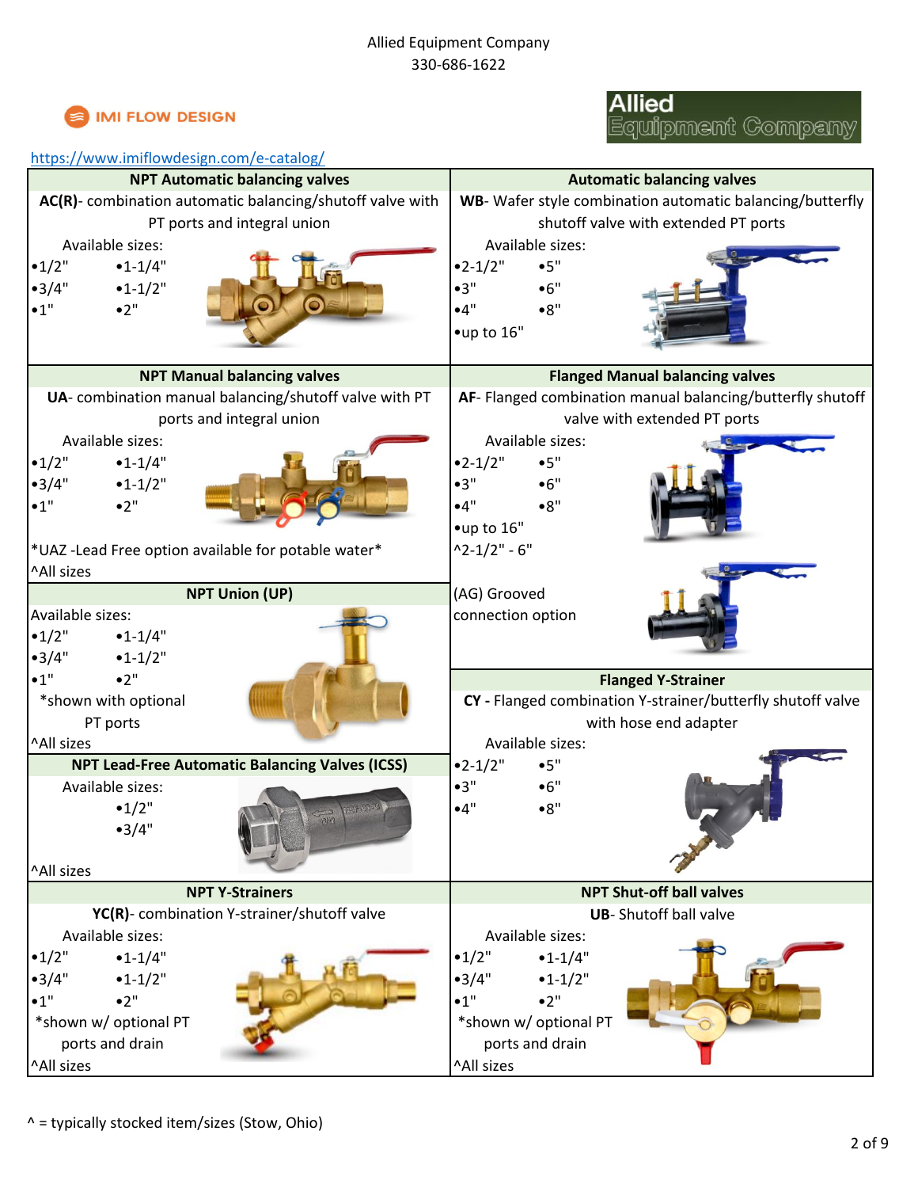Allied Equipment Company
330-686-1622

IMI FLOW DESIGN

Allied Equipment Company

https://www.imiflowdesign.com/e-catalog/

## NPT Automatic balancing valves

**AC(R)**- combination automatic balancing/shutoff valve with PT ports and integral union

Available sizes:

- •1/2"
- •3/4"
- •1"
- •1-1/4"
- •1-1/2"
- •2"

## Automatic balancing valves

**WB**- Wafer style combination automatic balancing/butterfly shutoff valve with extended PT ports

Available sizes:

- •2-1/2"
- •3"
- •4"
- •5"
- •6"
- •8"
- •up to 16"

## NPT Manual balancing valves

**UA**- combination manual balancing/shutoff valve with PT ports and integral union

Available sizes:

- •1/2"
- •3/4"
- •1"
- •1-1/4"
- •1-1/2"
- •2"

*UAZ -Lead Free option available for potable water*

^All sizes

## Flanged Manual balancing valves

**AF**- Flanged combination manual balancing/butterfly shutoff valve with extended PT ports

Available sizes:

- •2-1/2"
- •3"
- •4"
- •5"
- •6"
- •8"
- •up to 16"

^2-1/2" - 6"

(AG) Grooved connection option

## NPT Union (UP)

Available sizes:

- •1/2"
- •3/4"
- •1"
- •1-1/4"
- •1-1/2"
- •2"

*shown with optional PT ports

^All sizes

## Flanged Y-Strainer

**CY -** Flanged combination Y-strainer/butterfly shutoff valve with hose end adapter

Available sizes:

- •2-1/2"
- •3"
- •4"
- •5"
- •6"
- •8"

## NPT Lead-Free Automatic Balancing Valves (ICSS)

Available sizes:

- •1/2"
- •3/4"

^All sizes

## NPT Y-Strainers

**YC(R)**- combination Y-strainer/shutoff valve

Available sizes:

- •1/2"
- •3/4"
- •1"
- •1-1/4"
- •1-1/2"
- •2"

*shown w/ optional PT ports and drain

^All sizes

## NPT Shut-off ball valves

**UB**- Shutoff ball valve

Available sizes:

- •1/2"
- •3/4"
- •1"
- •1-1/4"
- •1-1/2"
- •2"

*shown w/ optional PT ports and drain

^All sizes

^ = typically stocked item/sizes (Stow, Ohio)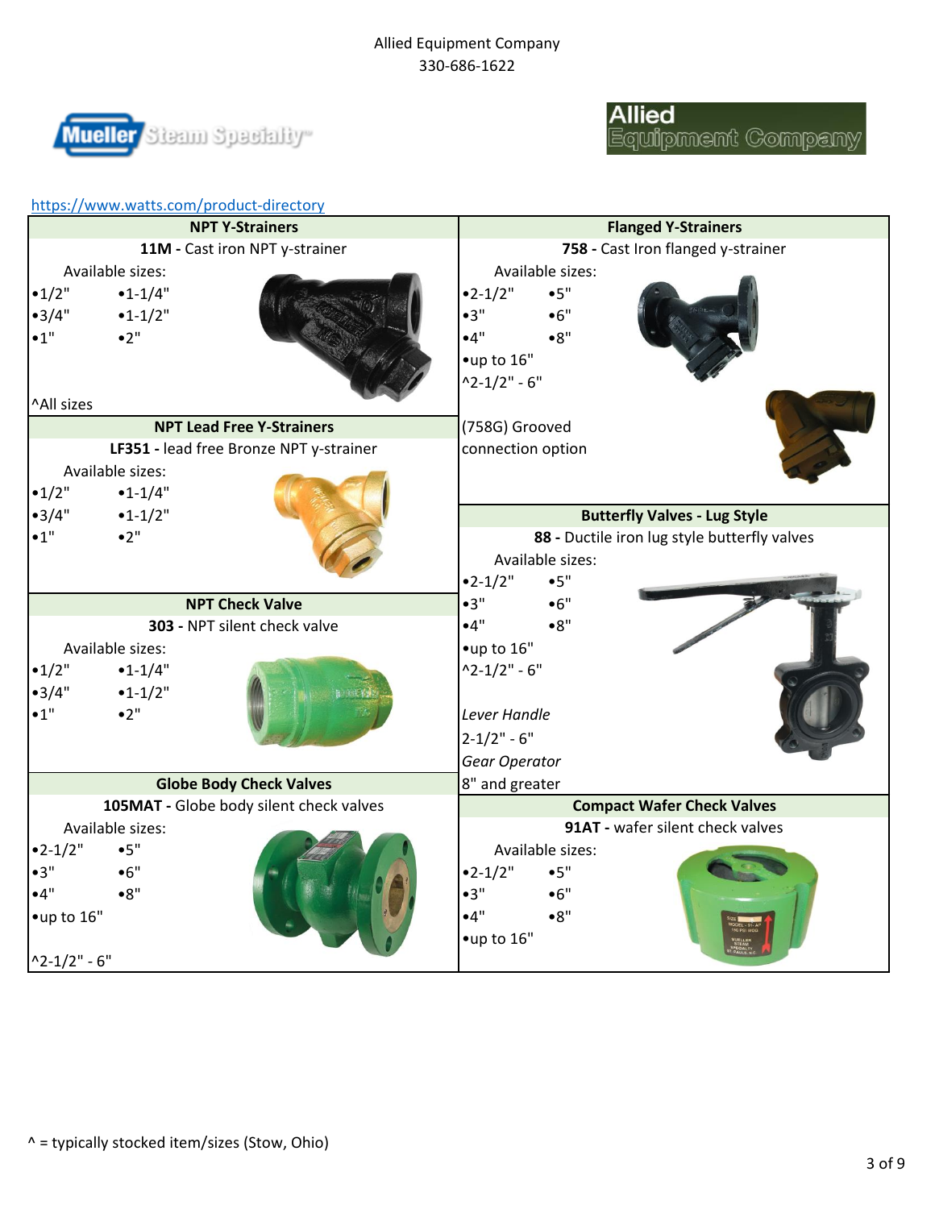Allied Equipment Company
330-686-1622

https://www.watts.com/product-directory

## NPT Y-Strainers

**11M -** Cast iron NPT y-strainer

Available sizes:

- •1/2"
- •3/4"
- •1"
- •1-1/4"
- •1-1/2"
- •2"

^All sizes

## NPT Lead Free Y-Strainers

**LF351 -** lead free Bronze NPT y-strainer

Available sizes:

- •1/2"
- •3/4"
- •1"
- •1-1/4"
- •1-1/2"
- •2"

## NPT Check Valve

**303 -** NPT silent check valve

Available sizes:

- •1/2"
- •3/4"
- •1"
- •1-1/4"
- •1-1/2"
- •2"

## Globe Body Check Valves

**105MAT -** Globe body silent check valves

Available sizes:

- •2-1/2"
- •3"
- •4"
- •5"
- •6"
- •8"
- •up to 16"

^2-1/2" - 6"

## Flanged Y-Strainers

**758 -** Cast Iron flanged y-strainer

Available sizes:

- •2-1/2"
- •3"
- •4"
- •5"
- •6"
- •8"
- •up to 16"

^2-1/2" - 6"

(758G) Grooved connection option

## Butterfly Valves - Lug Style

**88 -** Ductile iron lug style butterfly valves

Available sizes:

- •2-1/2"
- •3"
- •4"
- •5"
- •6"
- •8"
- •up to 16"

^2-1/2" - 6"

*Lever Handle*

2-1/2" - 6"

*Gear Operator*

8" and greater

## Compact Wafer Check Valves

**91AT -** wafer silent check valves

Available sizes:

- •2-1/2"
- •3"
- •4"
- •5"
- •6"
- •8"
- •up to 16"

^ = typically stocked item/sizes (Stow, Ohio)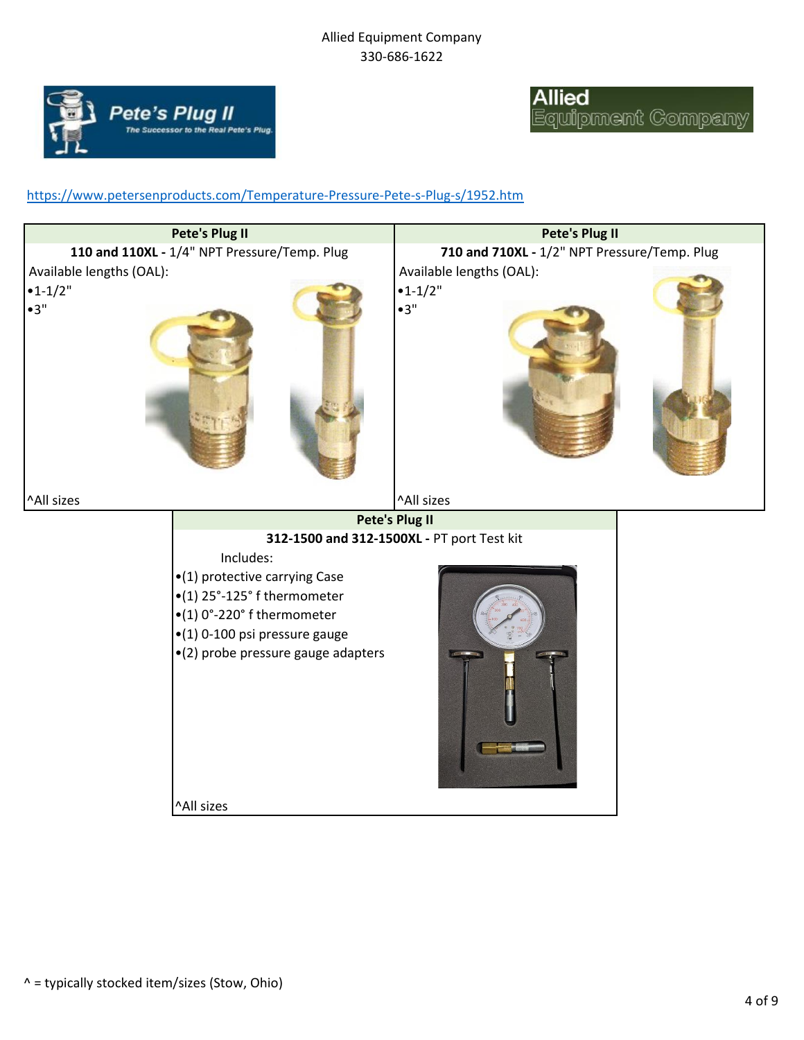Allied Equipment Company
330-686-1622

https://www.petersenproducts.com/Temperature-Pressure-Pete-s-Plug-s/1952.htm

| Pete's Plug II | Pete's Plug II |
|---|---|
| **110 and 110XL -** 1/4" NPT Pressure/Temp. Plug | **710 and 710XL -** 1/2" NPT Pressure/Temp. Plug |
| Available lengths (OAL):<br>•1-1/2"<br>•3" | Available lengths (OAL):<br>•1-1/2"<br>•3" |
| ^All sizes | ^All sizes |

| Pete's Plug II |
|---|
| **312-1500 and 312-1500XL -** PT port Test kit |
| Includes:<br>•(1) protective carrying Case<br>•(1) 25°-125° f thermometer<br>•(1) 0°-220° f thermometer<br>•(1) 0-100 psi pressure gauge<br>•(2) probe pressure gauge adapters |
| ^All sizes |

^ = typically stocked item/sizes (Stow, Ohio)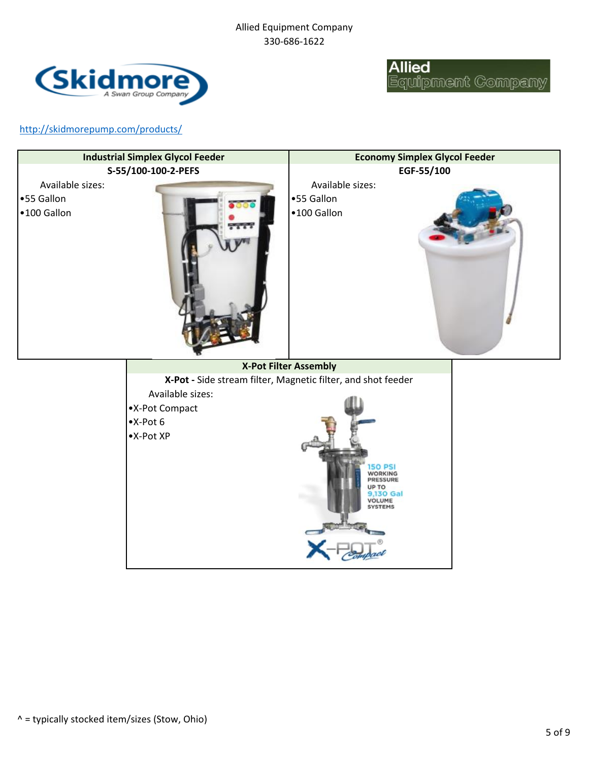Allied Equipment Company
330-686-1622

http://skidmorepump.com/products/

| Industrial Simplex Glycol Feeder | Economy Simplex Glycol Feeder |
| --- | --- |
| **S-55/100-100-2-PEFS** | **EGF-55/100** |
| Available sizes:<br>•55 Gallon<br>•100 Gallon | Available sizes:<br>•55 Gallon<br>•100 Gallon |

| X-Pot Filter Assembly |
| --- |
| **X-Pot -** Side stream filter, Magnetic filter, and shot feeder |
| Available sizes:<br>•X-Pot Compact<br>•X-Pot 6<br>•X-Pot XP |

^ = typically stocked item/sizes (Stow, Ohio)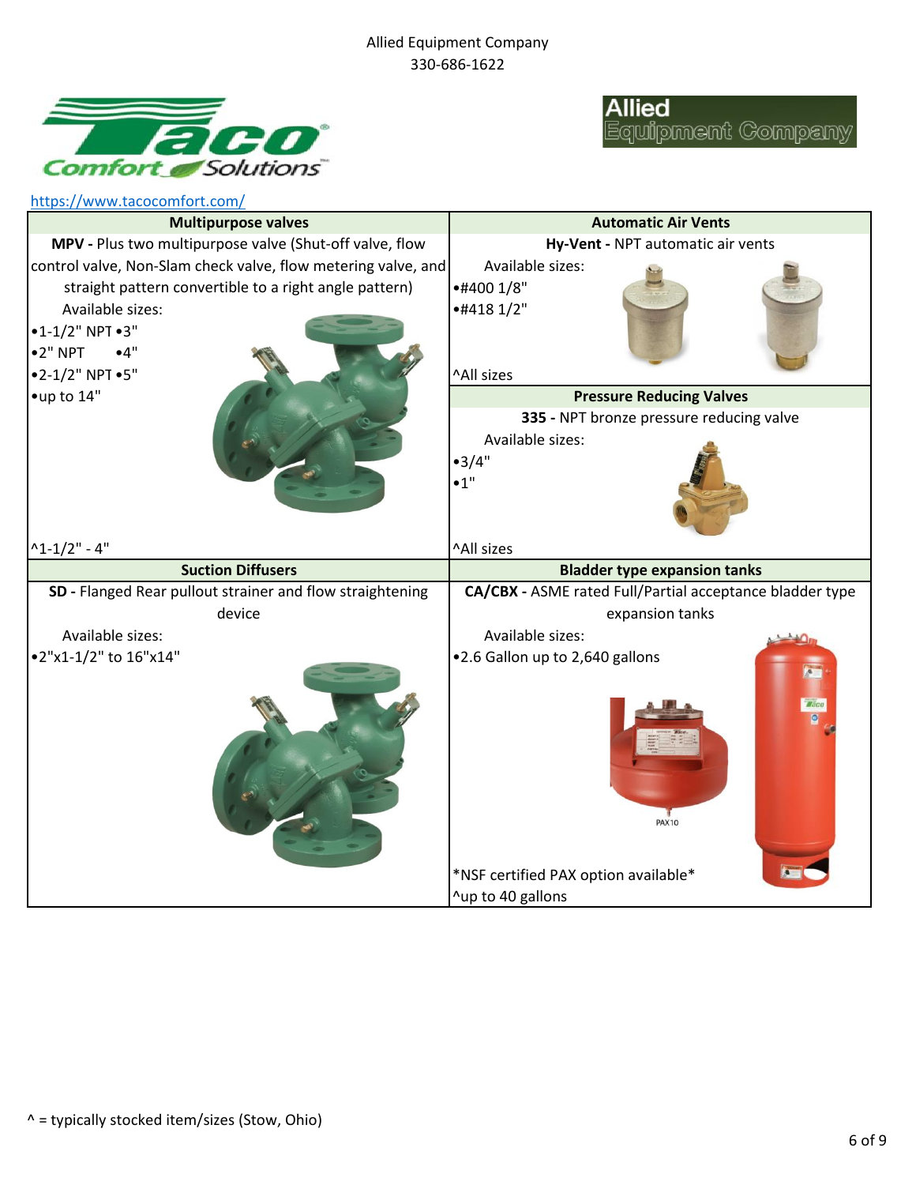Allied Equipment Company
330-686-1622

https://www.tacocomfort.com/

| Multipurpose valves | Automatic Air Vents |
| --- | --- |
| **MPV -** Plus two multipurpose valve (Shut-off valve, flow control valve, Non-Slam check valve, flow metering valve, and straight pattern convertible to a right angle pattern)<br>Available sizes:<br>•1-1/2" NPT •3"<br>•2" NPT •4"<br>•2-1/2" NPT •5"<br>•up to 14"<br><br>^1-1/2" - 4" | **Hy-Vent -** NPT automatic air vents<br>Available sizes:<br>•#400 1/8"<br>•#418 1/2"<br><br>^All sizes |
| | **Pressure Reducing Valves** |
| | **335 -** NPT bronze pressure reducing valve<br>Available sizes:<br>•3/4"<br>•1"<br><br>^All sizes |
| **Suction Diffusers** | **Bladder type expansion tanks** |
| **SD -** Flanged Rear pullout strainer and flow straightening device<br>Available sizes:<br>•2"x1-1/2" to 16"x14" | **CA/CBX -** ASME rated Full/Partial acceptance bladder type expansion tanks<br>Available sizes:<br>•2.6 Gallon up to 2,640 gallons<br><br>*NSF certified PAX option available*<br>^up to 40 gallons |

^ = typically stocked item/sizes (Stow, Ohio)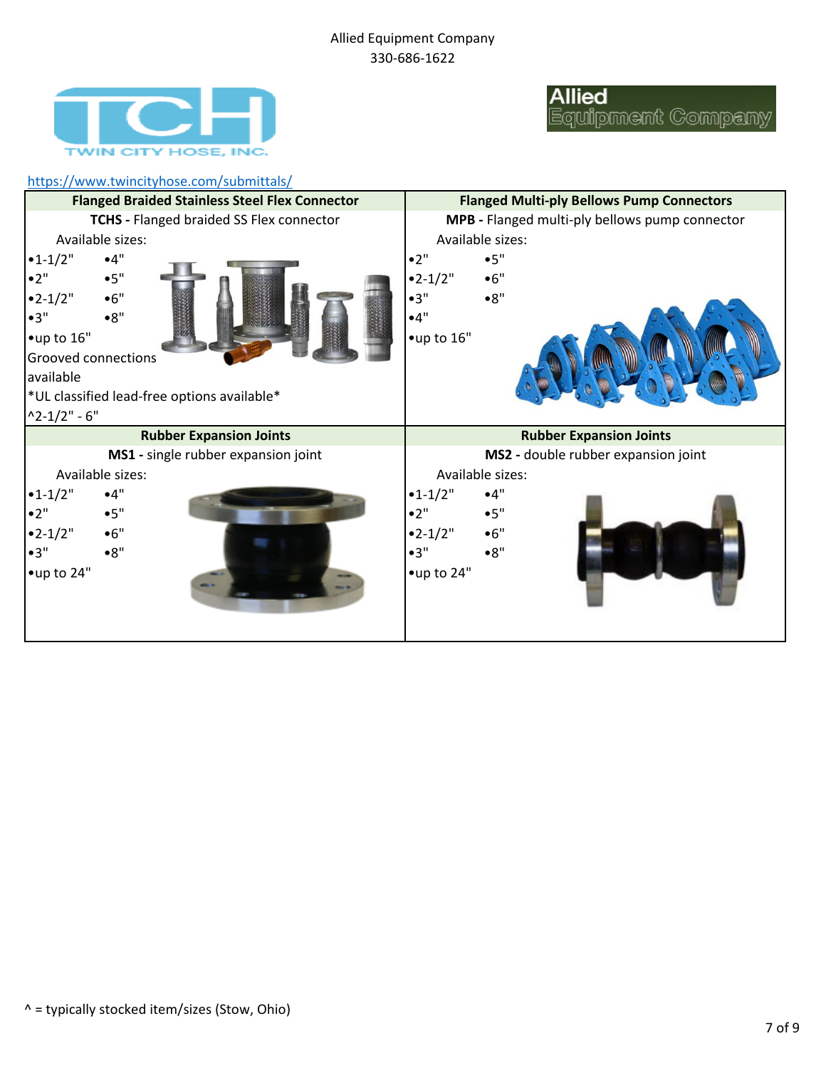Allied Equipment Company
330-686-1622

https://www.twincityhose.com/submittals/

| Flanged Braided Stainless Steel Flex Connector | Flanged Multi-ply Bellows Pump Connectors |
|---|---|
| **TCHS -** Flanged braided SS Flex connector<br>Available sizes:<br>•1-1/2" •4"<br>•2" •5"<br>•2-1/2" •6"<br>•3" •8"<br>•up to 16"<br>Grooved connections available<br>*UL classified lead-free options available*<br>^2-1/2" - 6" | **MPB -** Flanged multi-ply bellows pump connector<br>Available sizes:<br>•2" •5"<br>•2-1/2" •6"<br>•3" •8"<br>•4"<br>•up to 16" |
| **Rubber Expansion Joints** | **Rubber Expansion Joints** |
| **MS1 -** single rubber expansion joint<br>Available sizes:<br>•1-1/2" •4"<br>•2" •5"<br>•2-1/2" •6"<br>•3" •8"<br>•up to 24" | **MS2 -** double rubber expansion joint<br>Available sizes:<br>•1-1/2" •4"<br>•2" •5"<br>•2-1/2" •6"<br>•3" •8"<br>•up to 24" |

^ = typically stocked item/sizes (Stow, Ohio)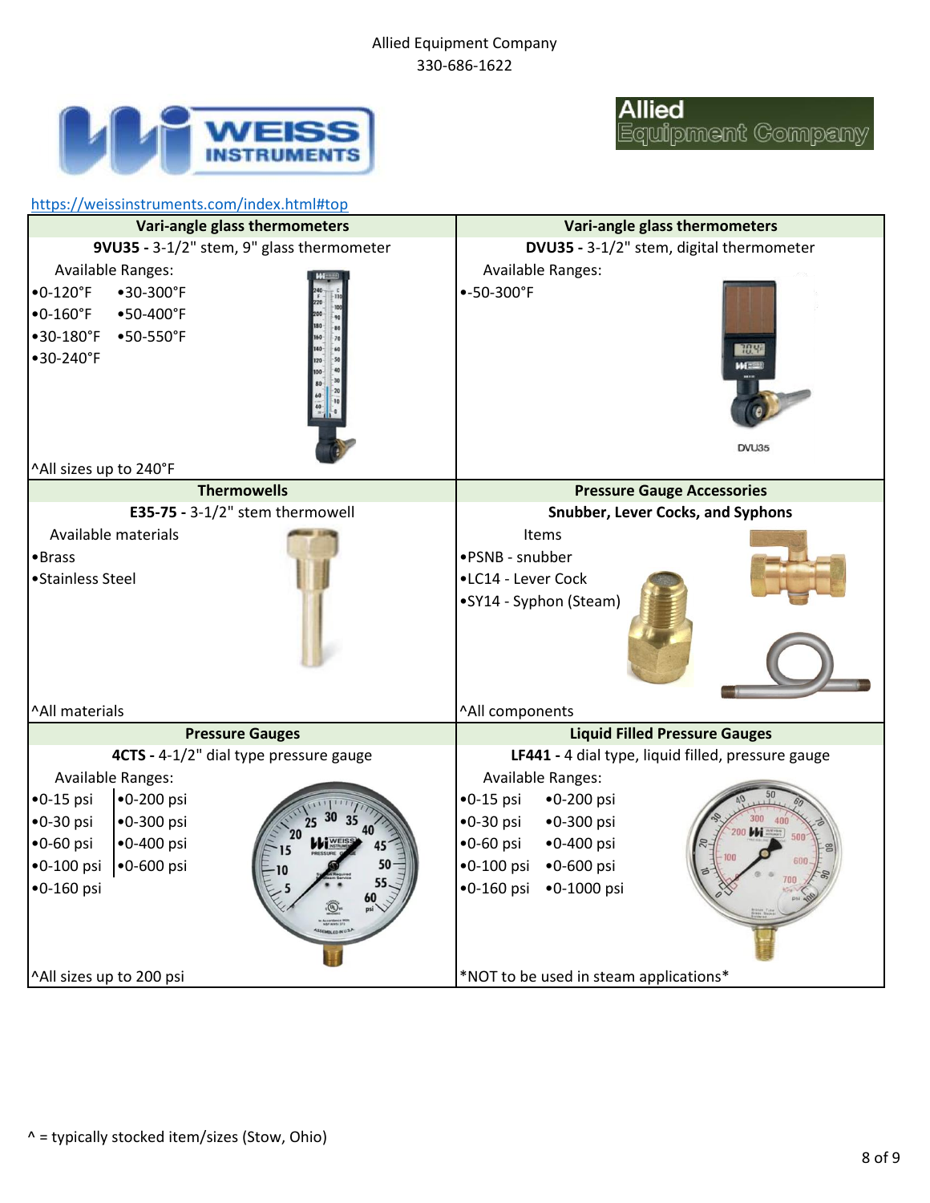Allied Equipment Company
330-686-1622

https://weissinstruments.com/index.html#top

| Vari-angle glass thermometers | Vari-angle glass thermometers |
|---|---|
| **9VU35 -** 3-1/2" stem, 9" glass thermometer | **DVU35 -** 3-1/2" stem, digital thermometer |
| Available Ranges: •0-120°F •0-160°F •30-180°F •30-240°F •30-300°F •50-400°F •50-550°F | Available Ranges: •-50-300°F |
| ^All sizes up to 240°F | |
| **Thermowells** | **Pressure Gauge Accessories** |
| **E35-75 -** 3-1/2" stem thermowell | **Snubber, Lever Cocks, and Syphons** |
| Available materials •Brass •Stainless Steel | Items •PSNB - snubber •LC14 - Lever Cock •SY14 - Syphon (Steam) |
| ^All materials | ^All components |
| **Pressure Gauges** | **Liquid Filled Pressure Gauges** |
| **4CTS -** 4-1/2" dial type pressure gauge | **LF441 -** 4 dial type, liquid filled, pressure gauge |
| Available Ranges: •0-15 psi •0-30 psi •0-60 psi •0-100 psi •0-160 psi •0-200 psi •0-300 psi •0-400 psi •0-600 psi | Available Ranges: •0-15 psi •0-30 psi •0-60 psi •0-100 psi •0-160 psi •0-200 psi •0-300 psi •0-400 psi •0-600 psi •0-1000 psi |
| ^All sizes up to 200 psi | *NOT to be used in steam applications* |

^ = typically stocked item/sizes (Stow, Ohio)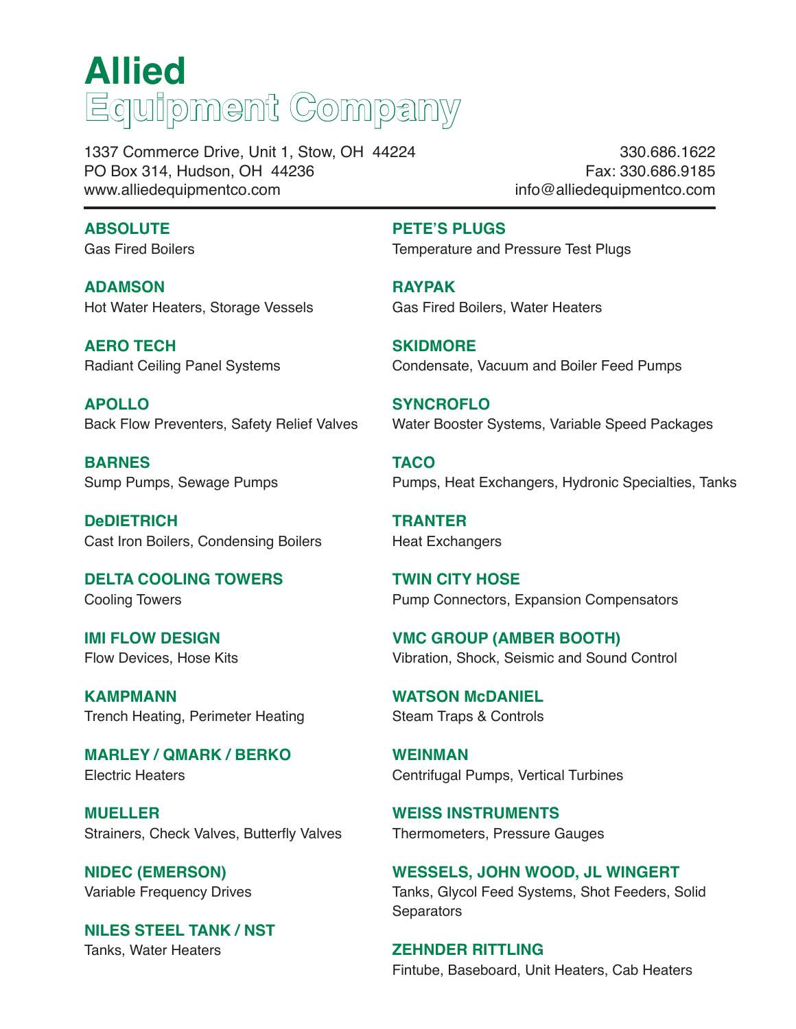# Allied
## Equipment Company

1337 Commerce Drive, Unit 1, Stow, OH 44224
PO Box 314, Hudson, OH 44236
www.alliedequipmentco.com

330.686.1622
Fax: 330.686.9185
info@alliedequipmentco.com

---

**ABSOLUTE**
Gas Fired Boilers

**ADAMSON**
Hot Water Heaters, Storage Vessels

**AERO TECH**
Radiant Ceiling Panel Systems

**APOLLO**
Back Flow Preventers, Safety Relief Valves

**BARNES**
Sump Pumps, Sewage Pumps

**DeDIETRICH**
Cast Iron Boilers, Condensing Boilers

**DELTA COOLING TOWERS**
Cooling Towers

**IMI FLOW DESIGN**
Flow Devices, Hose Kits

**KAMPMANN**
Trench Heating, Perimeter Heating

**MARLEY / QMARK / BERKO**
Electric Heaters

**MUELLER**
Strainers, Check Valves, Butterfly Valves

**NIDEC (EMERSON)**
Variable Frequency Drives

**NILES STEEL TANK / NST**
Tanks, Water Heaters

**PETE'S PLUGS**
Temperature and Pressure Test Plugs

**RAYPAK**
Gas Fired Boilers, Water Heaters

**SKIDMORE**
Condensate, Vacuum and Boiler Feed Pumps

**SYNCROFLO**
Water Booster Systems, Variable Speed Packages

**TACO**
Pumps, Heat Exchangers, Hydronic Specialties, Tanks

**TRANTER**
Heat Exchangers

**TWIN CITY HOSE**
Pump Connectors, Expansion Compensators

**VMC GROUP (AMBER BOOTH)**
Vibration, Shock, Seismic and Sound Control

**WATSON McDANIEL**
Steam Traps & Controls

**WEINMAN**
Centrifugal Pumps, Vertical Turbines

**WEISS INSTRUMENTS**
Thermometers, Pressure Gauges

**WESSELS, JOHN WOOD, JL WINGERT**
Tanks, Glycol Feed Systems, Shot Feeders, Solid Separators

**ZEHNDER RITTLING**
Fintube, Baseboard, Unit Heaters, Cab Heaters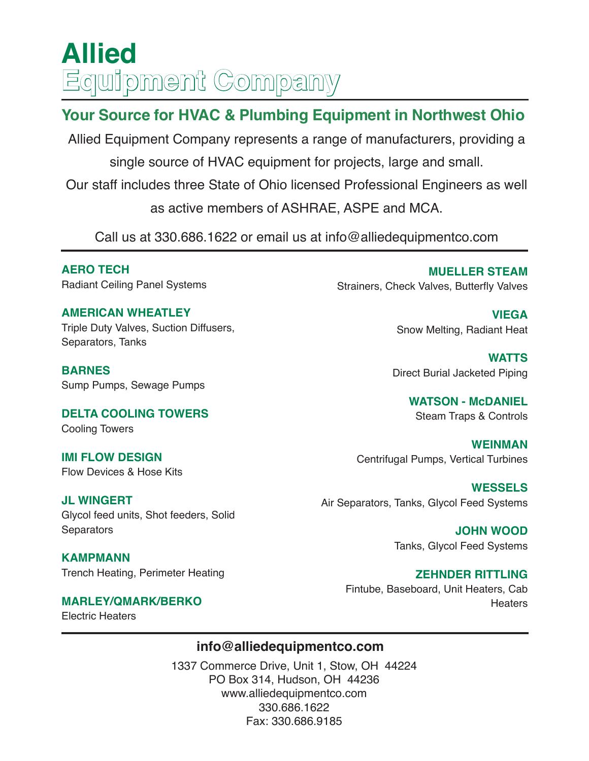# Allied
# Equipment Company

## Your Source for HVAC & Plumbing Equipment in Northwest Ohio

Allied Equipment Company represents a range of manufacturers, providing a single source of HVAC equipment for projects, large and small. Our staff includes three State of Ohio licensed Professional Engineers as well as active members of ASHRAE, ASPE and MCA.

Call us at 330.686.1622 or email us at info@alliedequipmentco.com

**AERO TECH**
Radiant Ceiling Panel Systems

**AMERICAN WHEATLEY**
Triple Duty Valves, Suction Diffusers, Separators, Tanks

**BARNES**
Sump Pumps, Sewage Pumps

**DELTA COOLING TOWERS**
Cooling Towers

**IMI FLOW DESIGN**
Flow Devices & Hose Kits

**JL WINGERT**
Glycol feed units, Shot feeders, Solid Separators

**KAMPMANN**
Trench Heating, Perimeter Heating

**MARLEY/QMARK/BERKO**
Electric Heaters

**MUELLER STEAM**
Strainers, Check Valves, Butterfly Valves

**VIEGA**
Snow Melting, Radiant Heat

**WATTS**
Direct Burial Jacketed Piping

**WATSON - McDANIEL**
Steam Traps & Controls

**WEINMAN**
Centrifugal Pumps, Vertical Turbines

**WESSELS**
Air Separators, Tanks, Glycol Feed Systems

**JOHN WOOD**
Tanks, Glycol Feed Systems

**ZEHNDER RITTLING**
Fintube, Baseboard, Unit Heaters, Cab Heaters

**info@alliedequipmentco.com**

1337 Commerce Drive, Unit 1, Stow, OH 44224
PO Box 314, Hudson, OH 44236
www.alliedequipmentco.com
330.686.1622
Fax: 330.686.9185